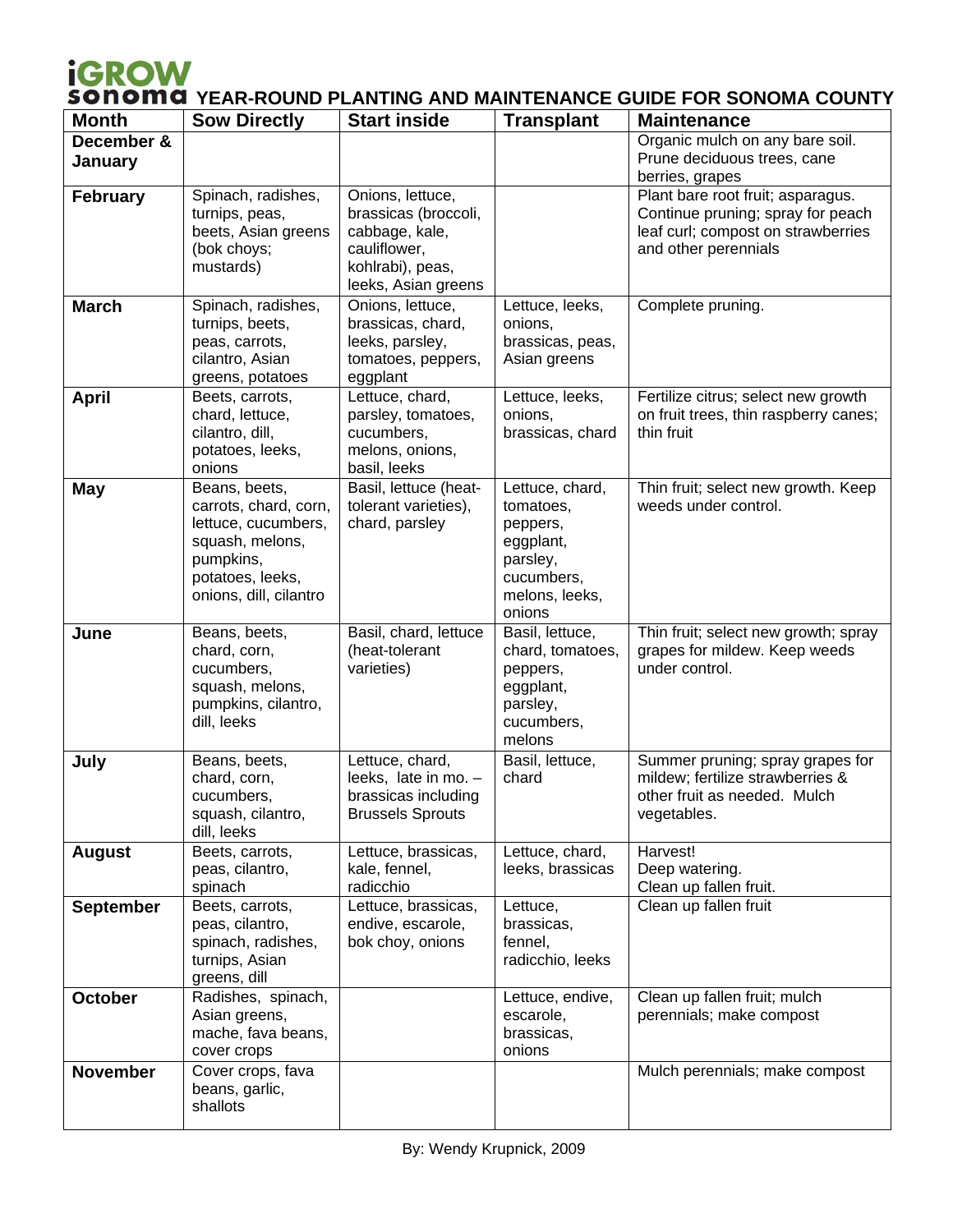# iGROW sonoma YEAR-ROUND PLANTING AND MAINTENANCE GUIDE FOR SONOMA COUNTY

| Month | Sow Directly | Start inside | Transplant | Maintenance |
|---|---|---|---|---|
| **December & January** | | | | Organic mulch on any bare soil. Prune deciduous trees, cane berries, grapes |
| **February** | Spinach, radishes, turnips, peas, beets, Asian greens (bok choys; mustards) | Onions, lettuce, brassicas (broccoli, cabbage, kale, cauliflower, kohlrabi), peas, leeks, Asian greens | | Plant bare root fruit; asparagus. Continue pruning; spray for peach leaf curl; compost on strawberries and other perennials |
| **March** | Spinach, radishes, turnips, beets, peas, carrots, cilantro, Asian greens, potatoes | Onions, lettuce, brassicas, chard, leeks, parsley, tomatoes, peppers, eggplant | Lettuce, leeks, onions, brassicas, peas, Asian greens | Complete pruning. |
| **April** | Beets, carrots, chard, lettuce, cilantro, dill, potatoes, leeks, onions | Lettuce, chard, parsley, tomatoes, cucumbers, melons, onions, basil, leeks | Lettuce, leeks, onions, brassicas, chard | Fertilize citrus; select new growth on fruit trees, thin raspberry canes; thin fruit |
| **May** | Beans, beets, carrots, chard, corn, lettuce, cucumbers, squash, melons, pumpkins, potatoes, leeks, onions, dill, cilantro | Basil, lettuce (heat-tolerant varieties), chard, parsley | Lettuce, chard, tomatoes, peppers, eggplant, parsley, cucumbers, melons, leeks, onions | Thin fruit; select new growth. Keep weeds under control. |
| **June** | Beans, beets, chard, corn, cucumbers, squash, melons, pumpkins, cilantro, dill, leeks | Basil, chard, lettuce (heat-tolerant varieties) | Basil, lettuce, chard, tomatoes, peppers, eggplant, parsley, cucumbers, melons | Thin fruit; select new growth; spray grapes for mildew. Keep weeds under control. |
| **July** | Beans, beets, chard, corn, cucumbers, squash, cilantro, dill, leeks | Lettuce, chard, leeks, late in mo. – brassicas including Brussels Sprouts | Basil, lettuce, chard | Summer pruning; spray grapes for mildew; fertilize strawberries & other fruit as needed. Mulch vegetables. |
| **August** | Beets, carrots, peas, cilantro, spinach | Lettuce, brassicas, kale, fennel, radicchio | Lettuce, chard, leeks, brassicas | Harvest! Deep watering. Clean up fallen fruit. |
| **September** | Beets, carrots, peas, cilantro, spinach, radishes, turnips, Asian greens, dill | Lettuce, brassicas, endive, escarole, bok choy, onions | Lettuce, brassicas, fennel, radicchio, leeks | Clean up fallen fruit |
| **October** | Radishes, spinach, Asian greens, mache, fava beans, cover crops | | Lettuce, endive, escarole, brassicas, onions | Clean up fallen fruit; mulch perennials; make compost |
| **November** | Cover crops, fava beans, garlic, shallots | | | Mulch perennials; make compost |

By: Wendy Krupnick, 2009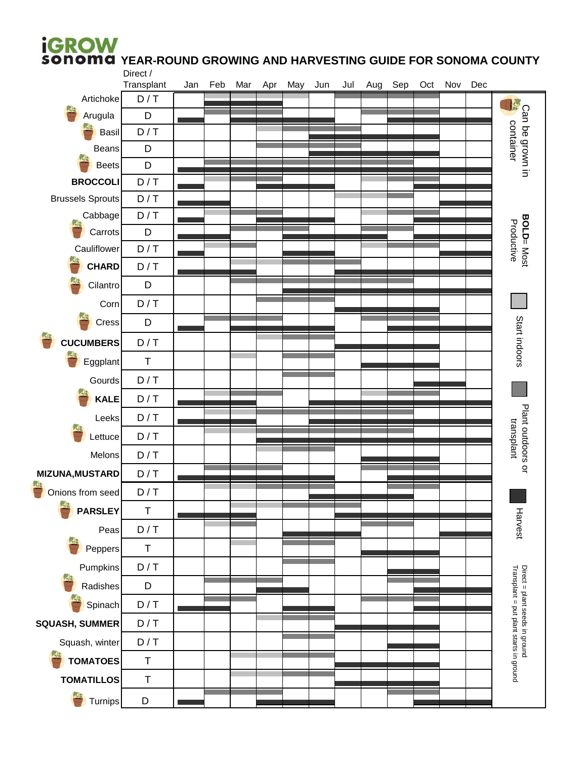# iGROW sonoma YEAR-ROUND GROWING AND HARVESTING GUIDE FOR SONOMA COUNTY

Direct / Transplant

Jan Feb Mar Apr May Jun Jul Aug Sep Oct Nov Dec

Artichoke D / T
Arugula D
Basil D / T
Beans D
Beets D
**BROCCOLI** D / T
Brussels Sprouts D / T
Cabbage D / T
Carrots D
Cauliflower D / T
**CHARD** D / T
Cilantro D
Corn D / T
Cress D
**CUCUMBERS** D / T
Eggplant T
Gourds D / T
**KALE** D / T
Leeks D / T
Lettuce D / T
Melons D / T
**MIZUNA,MUSTARD** D / T
Onions from seed D / T
**PARSLEY** T
Peas D / T
Peppers T
Pumpkins D / T
Radishes D
Spinach D / T
**SQUASH, SUMMER** D / T
Squash, winter D / T
**TOMATOES** T
**TOMATILLOS** T
Turnips D

Can be grown in container

**BOLD**= Most Productive

Start indoors

Plant outdoors or transplant

Harvest

Direct = plant seeds in ground
Transplant = put plant starts in ground